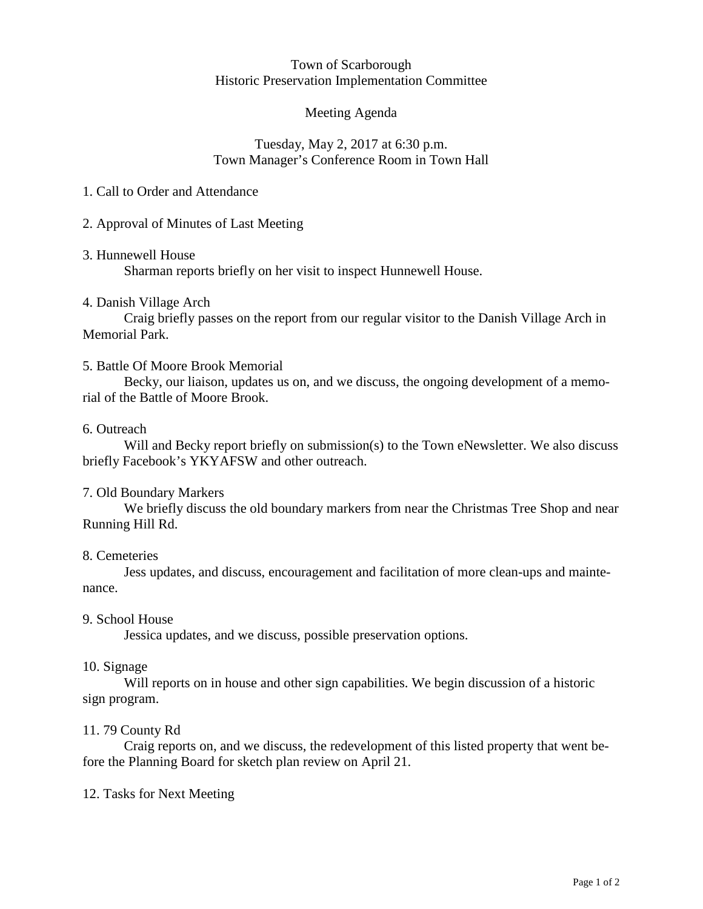# Town of Scarborough
## Historic Preservation Implementation Committee

### Meeting Agenda

Tuesday, May 2, 2017 at 6:30 p.m.
Town Manager's Conference Room in Town Hall

1. Call to Order and Attendance

2. Approval of Minutes of Last Meeting

3. Hunnewell House
   Sharman reports briefly on her visit to inspect Hunnewell House.

4. Danish Village Arch
   Craig briefly passes on the report from our regular visitor to the Danish Village Arch in Memorial Park.

5. Battle Of Moore Brook Memorial
   Becky, our liaison, updates us on, and we discuss, the ongoing development of a memorial of the Battle of Moore Brook.

6. Outreach
   Will and Becky report briefly on submission(s) to the Town eNewsletter. We also discuss briefly Facebook's YKYAFSW and other outreach.

7. Old Boundary Markers
   We briefly discuss the old boundary markers from near the Christmas Tree Shop and near Running Hill Rd.

8. Cemeteries
   Jess updates, and discuss, encouragement and facilitation of more clean-ups and maintenance.

9. School House
   Jessica updates, and we discuss, possible preservation options.

10. Signage
    Will reports on in house and other sign capabilities. We begin discussion of a historic sign program.

11. 79 County Rd
    Craig reports on, and we discuss, the redevelopment of this listed property that went before the Planning Board for sketch plan review on April 21.

12. Tasks for Next Meeting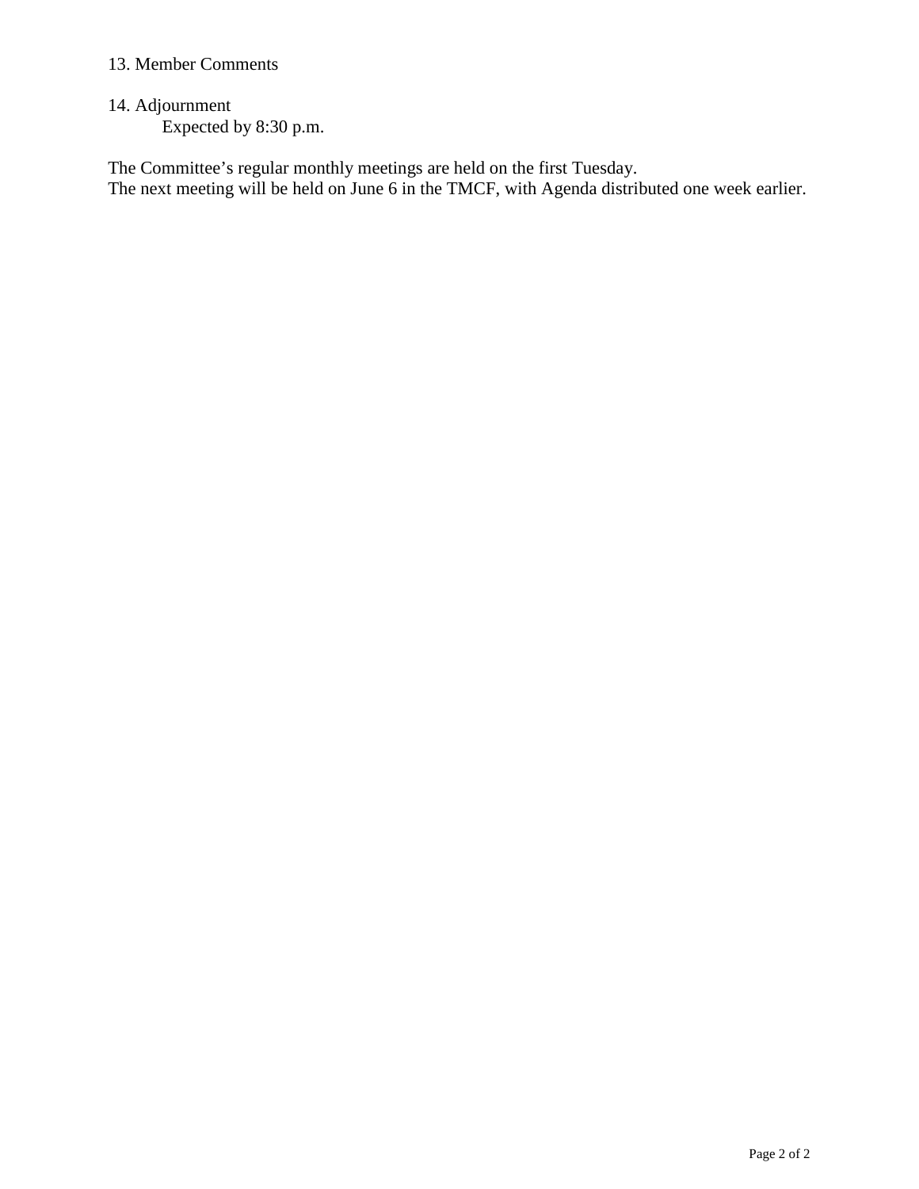13. Member Comments

14. Adjournment
    Expected by 8:30 p.m.

The Committee's regular monthly meetings are held on the first Tuesday.
The next meeting will be held on June 6 in the TMCF, with Agenda distributed one week earlier.